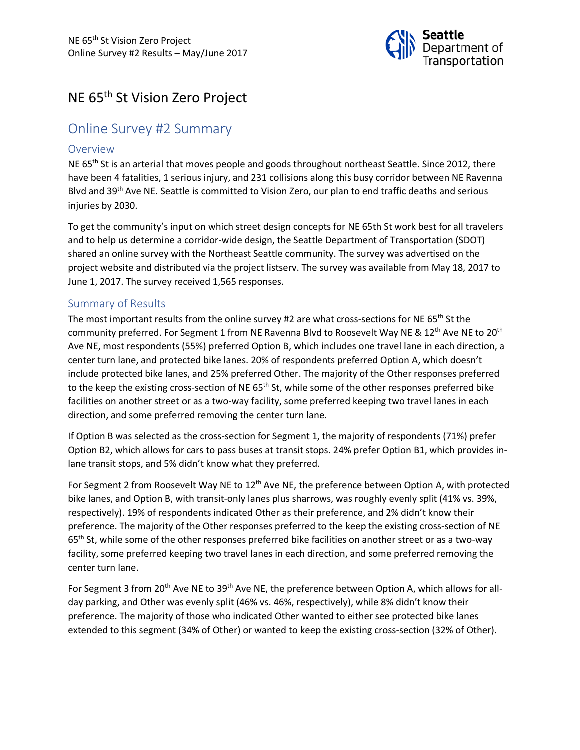# NE 65th St Vision Zero Project

## Online Survey #2 Summary

### Overview

NE 65th St is an arterial that moves people and goods throughout northeast Seattle. Since 2012, there have been 4 fatalities, 1 serious injury, and 231 collisions along this busy corridor between NE Ravenna Blvd and 39th Ave NE. Seattle is committed to Vision Zero, our plan to end traffic deaths and serious injuries by 2030.

To get the community's input on which street design concepts for NE 65th St work best for all travelers and to help us determine a corridor-wide design, the Seattle Department of Transportation (SDOT) shared an online survey with the Northeast Seattle community. The survey was advertised on the project website and distributed via the project listserv. The survey was available from May 18, 2017 to June 1, 2017. The survey received 1,565 responses.

### Summary of Results

The most important results from the online survey #2 are what cross-sections for NE 65th St the community preferred. For Segment 1 from NE Ravenna Blvd to Roosevelt Way NE & 12th Ave NE to 20th Ave NE, most respondents (55%) preferred Option B, which includes one travel lane in each direction, a center turn lane, and protected bike lanes. 20% of respondents preferred Option A, which doesn't include protected bike lanes, and 25% preferred Other. The majority of the Other responses preferred to the keep the existing cross-section of NE 65th St, while some of the other responses preferred bike facilities on another street or as a two-way facility, some preferred keeping two travel lanes in each direction, and some preferred removing the center turn lane.

If Option B was selected as the cross-section for Segment 1, the majority of respondents (71%) prefer Option B2, which allows for cars to pass buses at transit stops. 24% prefer Option B1, which provides in-lane transit stops, and 5% didn't know what they preferred.

For Segment 2 from Roosevelt Way NE to 12th Ave NE, the preference between Option A, with protected bike lanes, and Option B, with transit-only lanes plus sharrows, was roughly evenly split (41% vs. 39%, respectively). 19% of respondents indicated Other as their preference, and 2% didn't know their preference. The majority of the Other responses preferred to the keep the existing cross-section of NE 65th St, while some of the other responses preferred bike facilities on another street or as a two-way facility, some preferred keeping two travel lanes in each direction, and some preferred removing the center turn lane.

For Segment 3 from 20th Ave NE to 39th Ave NE, the preference between Option A, which allows for all-day parking, and Other was evenly split (46% vs. 46%, respectively), while 8% didn't know their preference. The majority of those who indicated Other wanted to either see protected bike lanes extended to this segment (34% of Other) or wanted to keep the existing cross-section (32% of Other).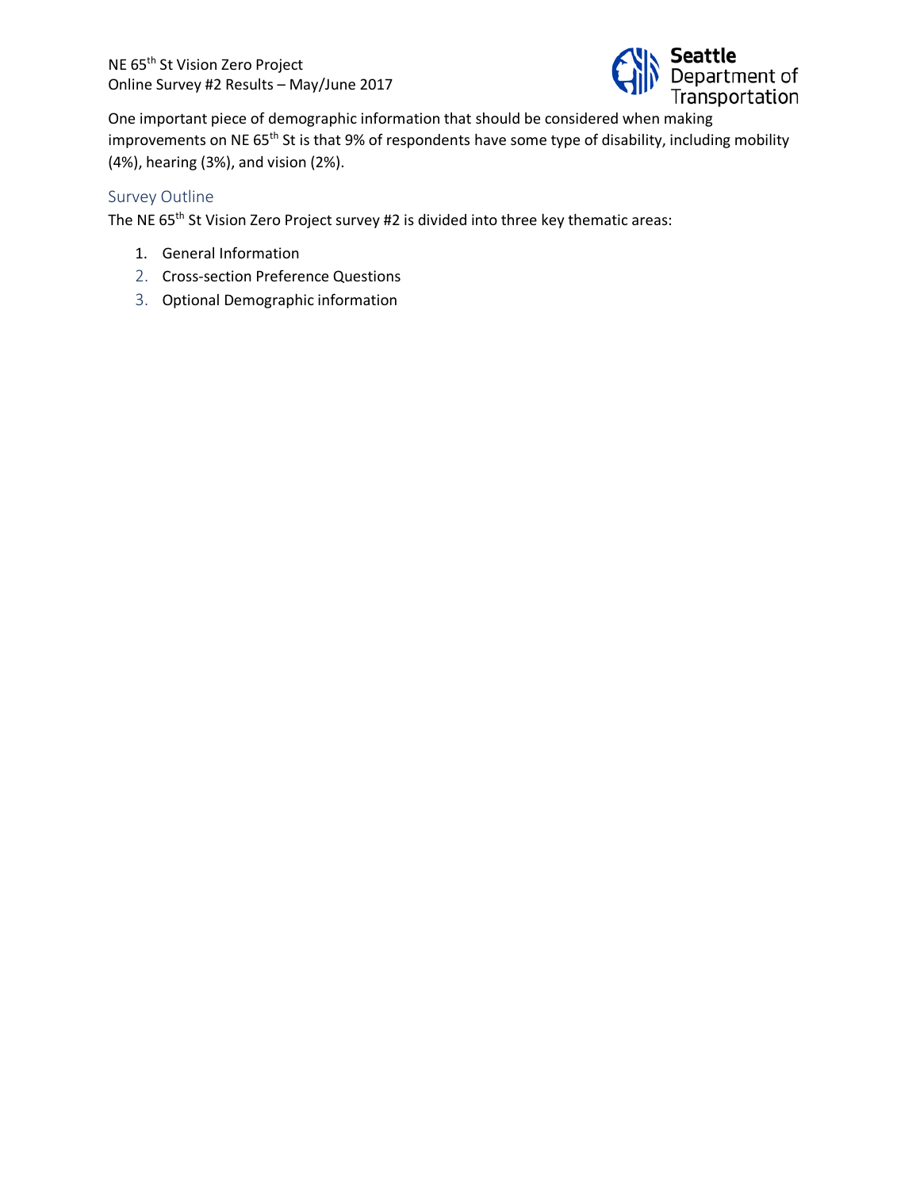One important piece of demographic information that should be considered when making improvements on NE 65th St is that 9% of respondents have some type of disability, including mobility (4%), hearing (3%), and vision (2%).

## Survey Outline

The NE 65th St Vision Zero Project survey #2 is divided into three key thematic areas:

1. General Information
2. Cross-section Preference Questions
3. Optional Demographic information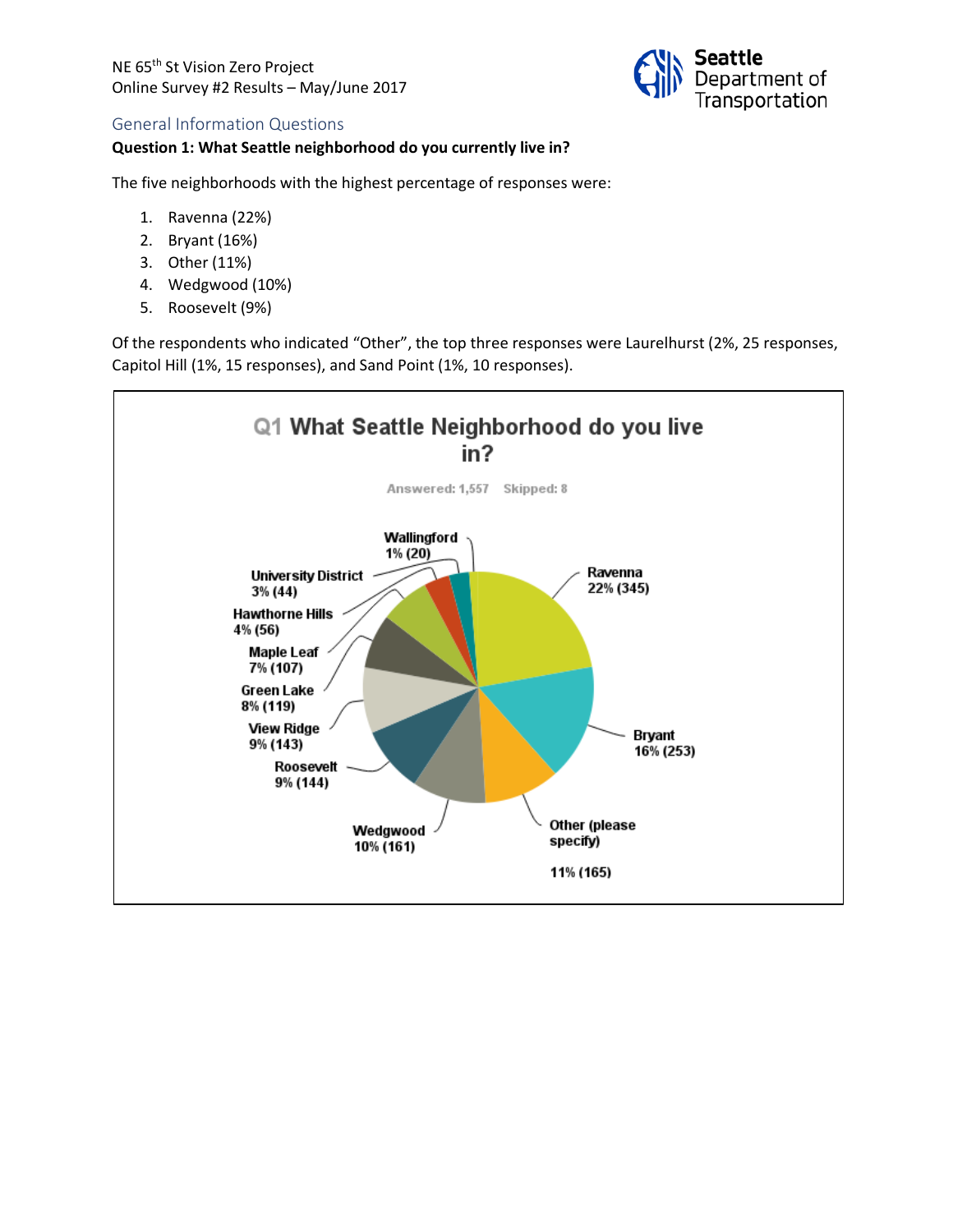NE 65th St Vision Zero Project
Online Survey #2 Results – May/June 2017

## General Information Questions

**Question 1: What Seattle neighborhood do you currently live in?**

The five neighborhoods with the highest percentage of responses were:

1. Ravenna (22%)
2. Bryant (16%)
3. Other (11%)
4. Wedgwood (10%)
5. Roosevelt (9%)

Of the respondents who indicated "Other", the top three responses were Laurelhurst (2%, 25 responses, Capitol Hill (1%, 15 responses), and Sand Point (1%, 10 responses).

**Q1 What Seattle Neighborhood do you live in?**

Answered: 1,557 Skipped: 8

| Neighborhood | Percent | Responses |
|---|---|---|
| Ravenna | 22% | 345 |
| Bryant | 16% | 253 |
| Other (please specify) | 11% | 165 |
| Wedgwood | 10% | 161 |
| Roosevelt | 9% | 144 |
| View Ridge | 9% | 143 |
| Green Lake | 8% | 119 |
| Maple Leaf | 7% | 107 |
| Hawthorne Hills | 4% | 56 |
| University District | 3% | 44 |
| Wallingford | 1% | 20 |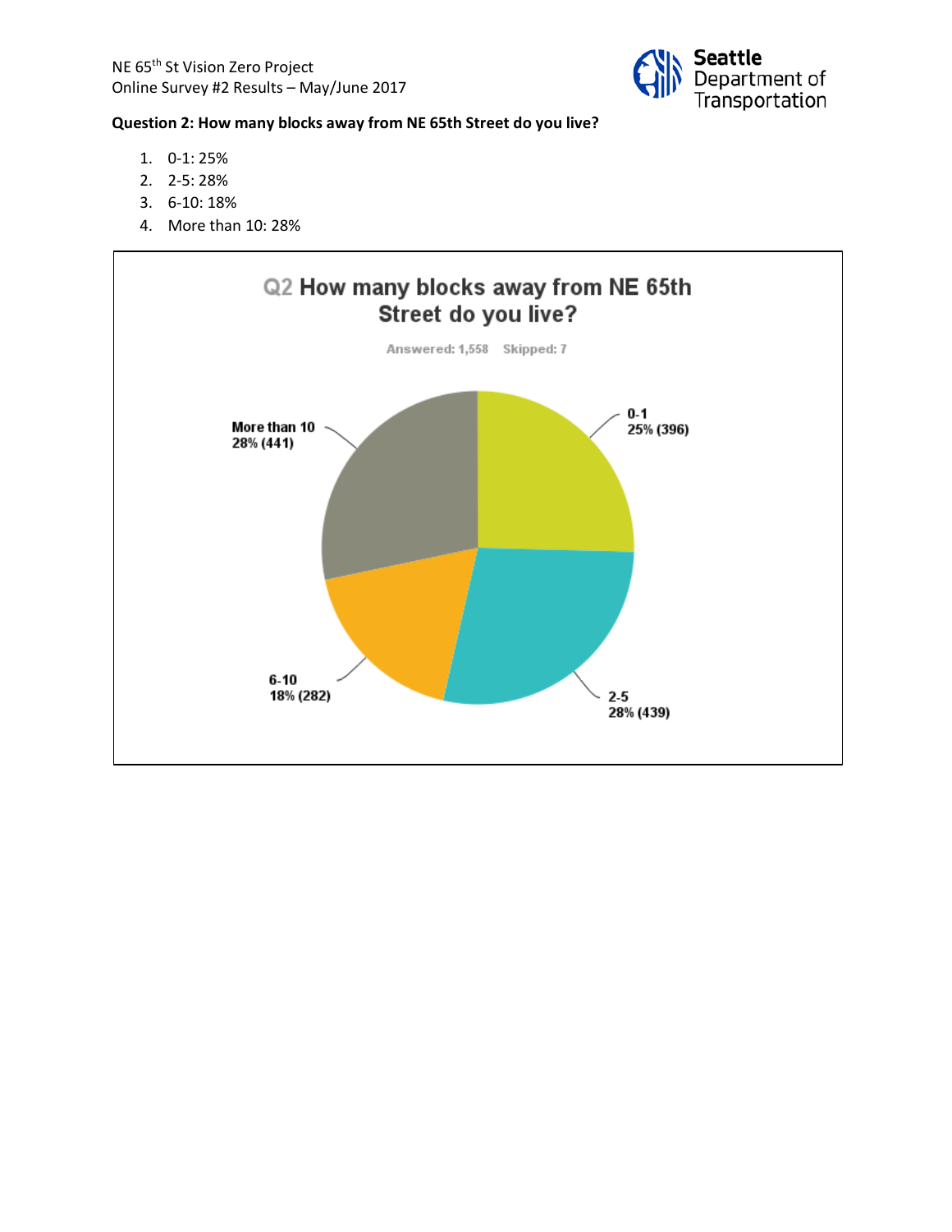**Question 2: How many blocks away from NE 65th Street do you live?**

1. 0-1: 25%
2. 2-5: 28%
3. 6-10: 18%
4. More than 10: 28%

Q2 How many blocks away from NE 65th Street do you live?

Answered: 1,558 Skipped: 7

| Response | Percent | Count |
|---|---|---|
| 0-1 | 25% | 396 |
| 2-5 | 28% | 439 |
| 6-10 | 18% | 282 |
| More than 10 | 28% | 441 |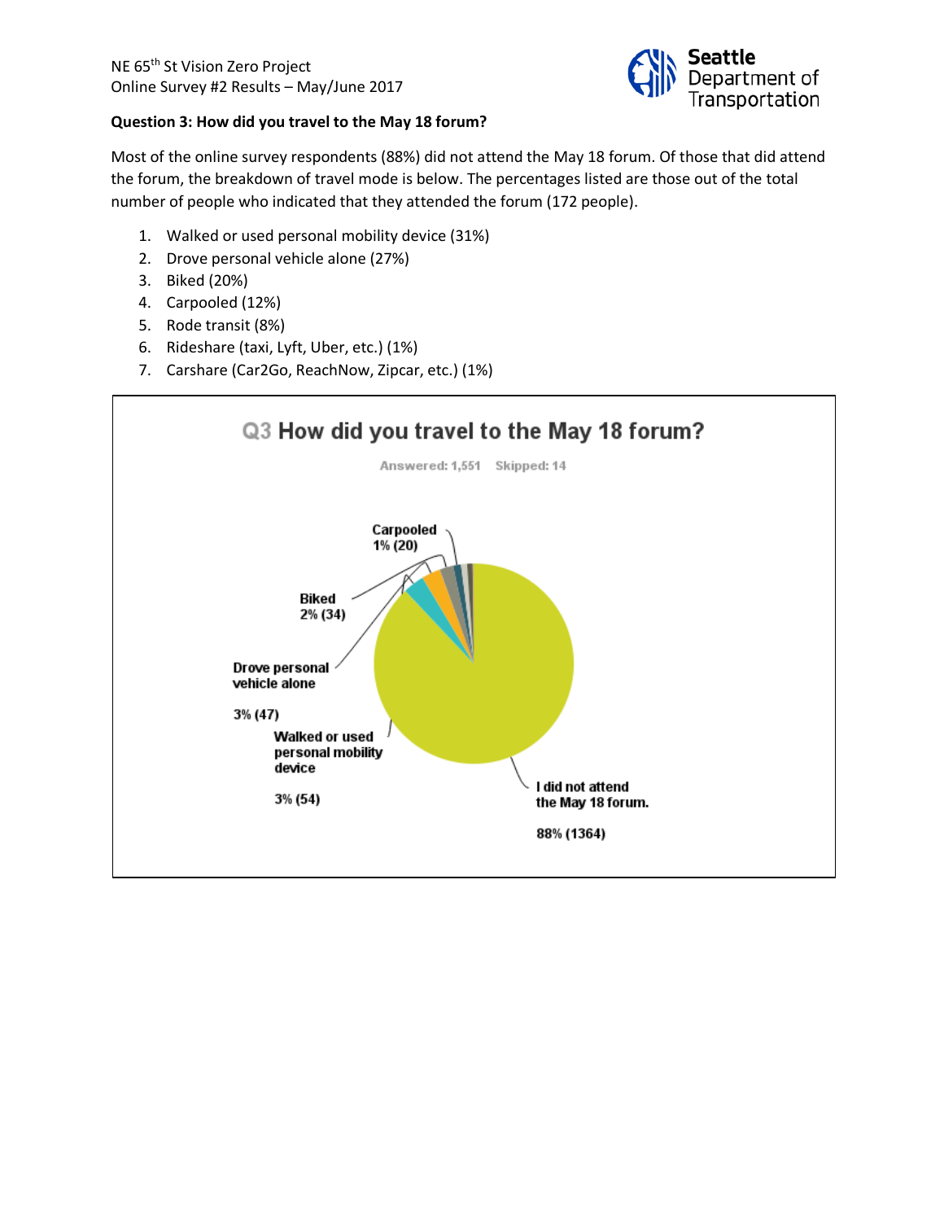**Question 3: How did you travel to the May 18 forum?**

Most of the online survey respondents (88%) did not attend the May 18 forum. Of those that did attend the forum, the breakdown of travel mode is below. The percentages listed are those out of the total number of people who indicated that they attended the forum (172 people).

1. Walked or used personal mobility device (31%)
2. Drove personal vehicle alone (27%)
3. Biked (20%)
4. Carpooled (12%)
5. Rode transit (8%)
6. Rideshare (taxi, Lyft, Uber, etc.) (1%)
7. Carshare (Car2Go, ReachNow, Zipcar, etc.) (1%)

**Q3 How did you travel to the May 18 forum?**

Answered: 1,551 Skipped: 14

- Carpooled 1% (20)
- Biked 2% (34)
- Drove personal vehicle alone 3% (47)
- Walked or used personal mobility device 3% (54)
- I did not attend the May 18 forum. 88% (1364)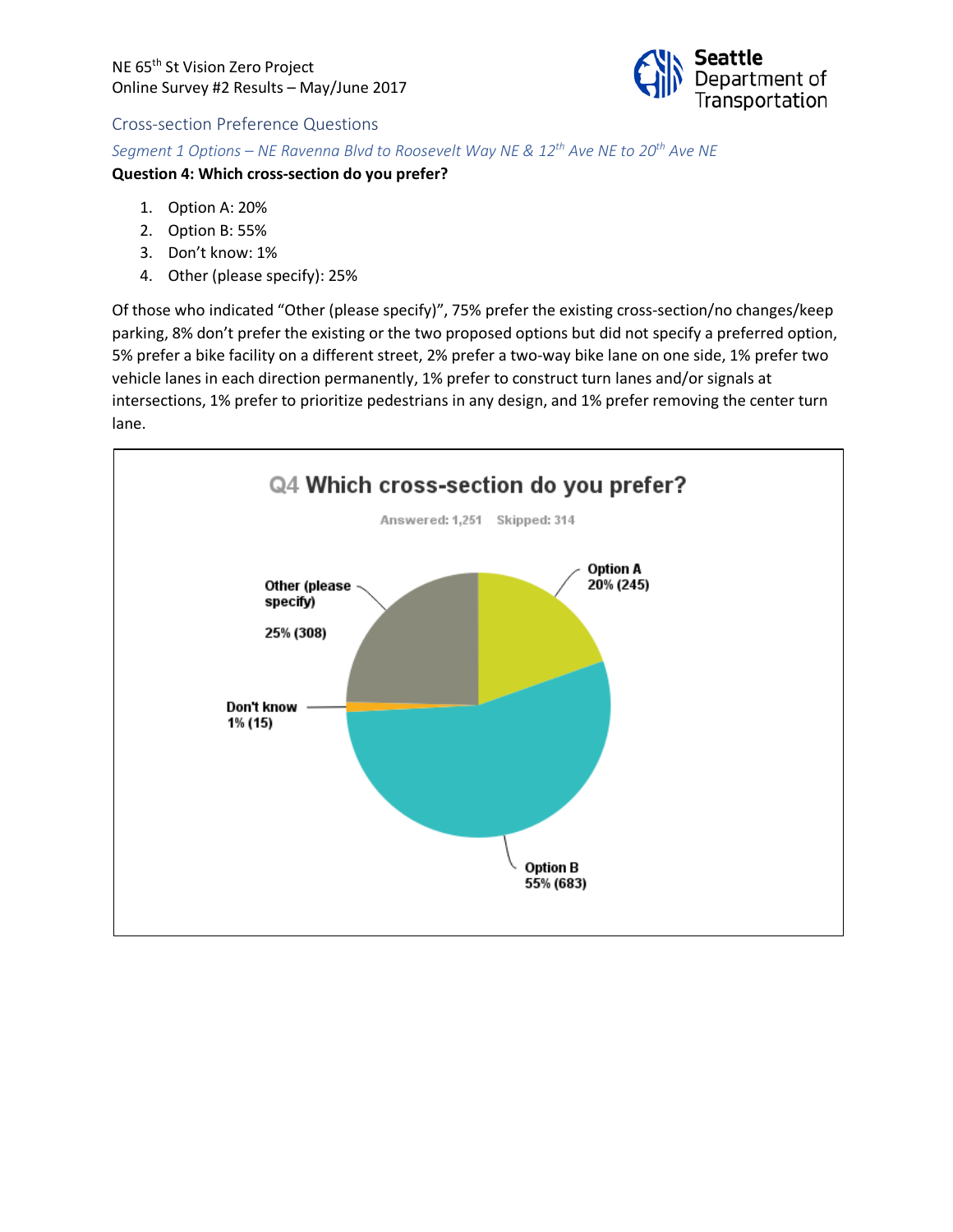## Cross-section Preference Questions

*Segment 1 Options – NE Ravenna Blvd to Roosevelt Way NE & 12th Ave NE to 20th Ave NE*

**Question 4: Which cross-section do you prefer?**

1. Option A: 20%
2. Option B: 55%
3. Don't know: 1%
4. Other (please specify): 25%

Of those who indicated "Other (please specify)", 75% prefer the existing cross-section/no changes/keep parking, 8% don't prefer the existing or the two proposed options but did not specify a preferred option, 5% prefer a bike facility on a different street, 2% prefer a two-way bike lane on one side, 1% prefer two vehicle lanes in each direction permanently, 1% prefer to construct turn lanes and/or signals at intersections, 1% prefer to prioritize pedestrians in any design, and 1% prefer removing the center turn lane.

**Q4 Which cross-section do you prefer?**

Answered: 1,251 Skipped: 314

| Response | Percent | Count |
|---|---|---|
| Option A | 20% | 245 |
| Option B | 55% | 683 |
| Don't know | 1% | 15 |
| Other (please specify) | 25% | 308 |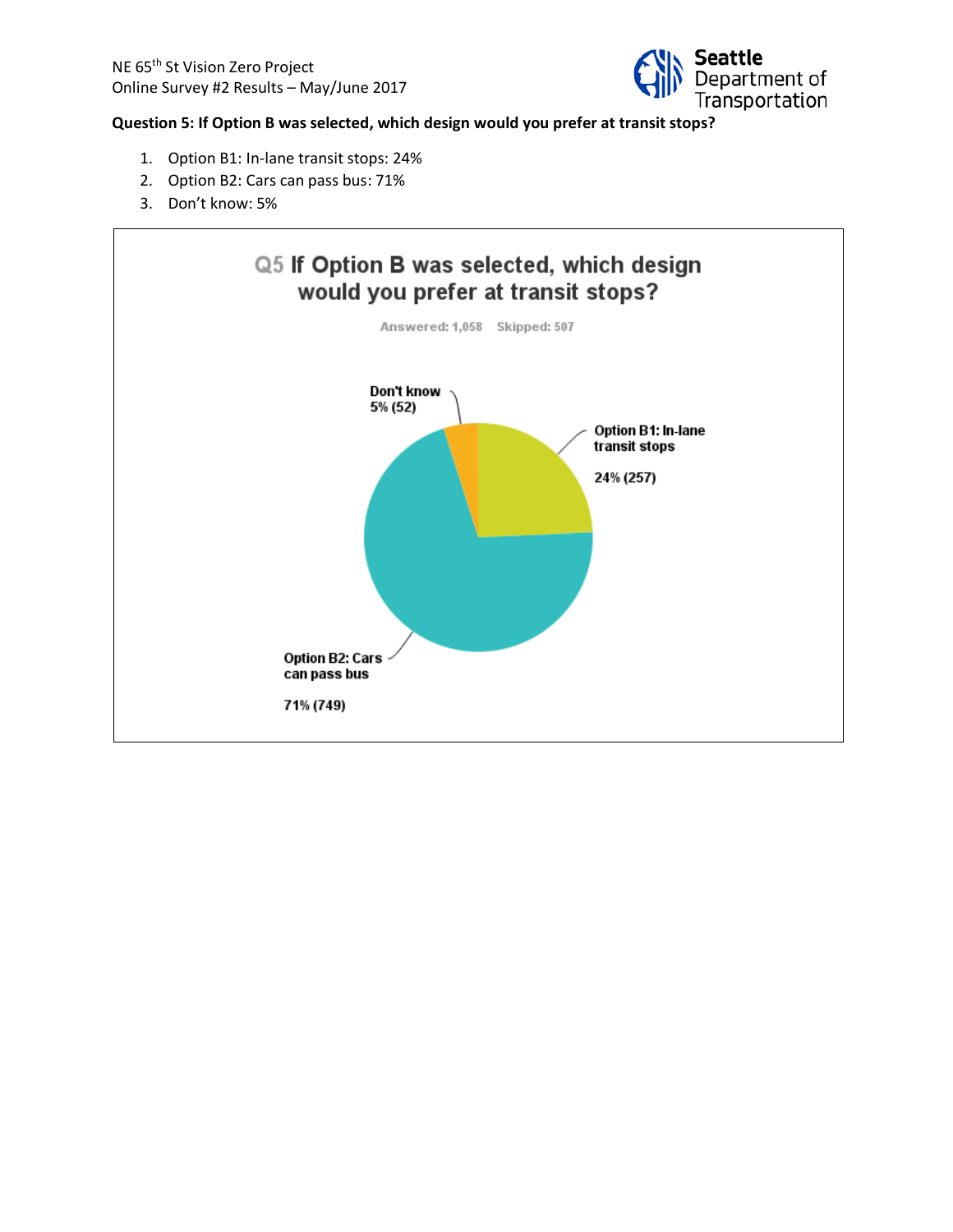**Question 5: If Option B was selected, which design would you prefer at transit stops?**

1. Option B1: In-lane transit stops: 24%
2. Option B2: Cars can pass bus: 71%
3. Don't know: 5%

**Q5 If Option B was selected, which design would you prefer at transit stops?**

Answered: 1,058 Skipped: 507

| Response | Percent | Count |
|---|---|---|
| Option B1: In-lane transit stops | 24% | 257 |
| Option B2: Cars can pass bus | 71% | 749 |
| Don't know | 5% | 52 |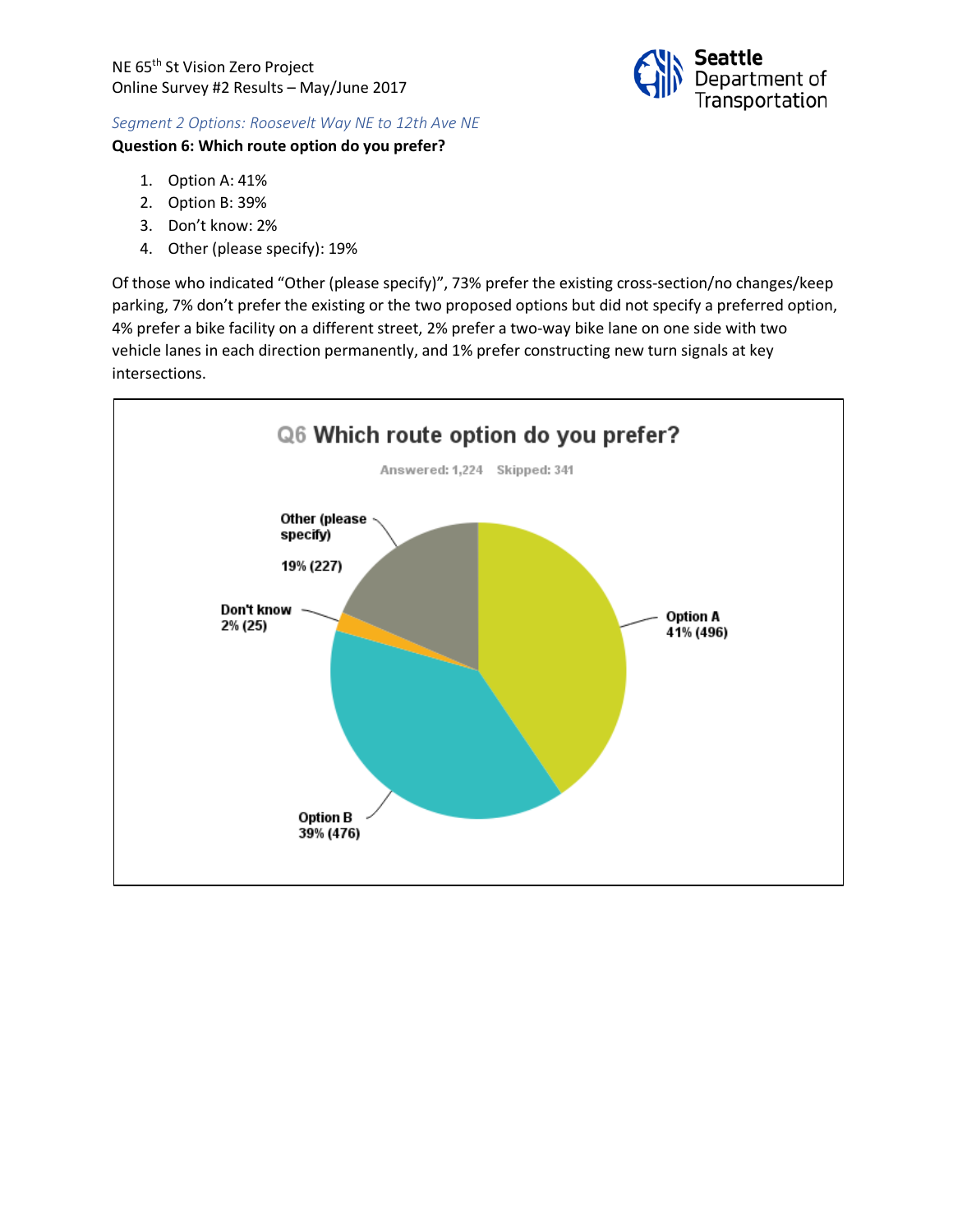*Segment 2 Options: Roosevelt Way NE to 12th Ave NE*

**Question 6: Which route option do you prefer?**

1. Option A: 41%
2. Option B: 39%
3. Don't know: 2%
4. Other (please specify): 19%

Of those who indicated "Other (please specify)", 73% prefer the existing cross-section/no changes/keep parking, 7% don't prefer the existing or the two proposed options but did not specify a preferred option, 4% prefer a bike facility on a different street, 2% prefer a two-way bike lane on one side with two vehicle lanes in each direction permanently, and 1% prefer constructing new turn signals at key intersections.

**Q6 Which route option do you prefer?**

Answered: 1,224 Skipped: 341

| Response | Percent | Count |
|---|---|---|
| Option A | 41% | 496 |
| Option B | 39% | 476 |
| Don't know | 2% | 25 |
| Other (please specify) | 19% | 227 |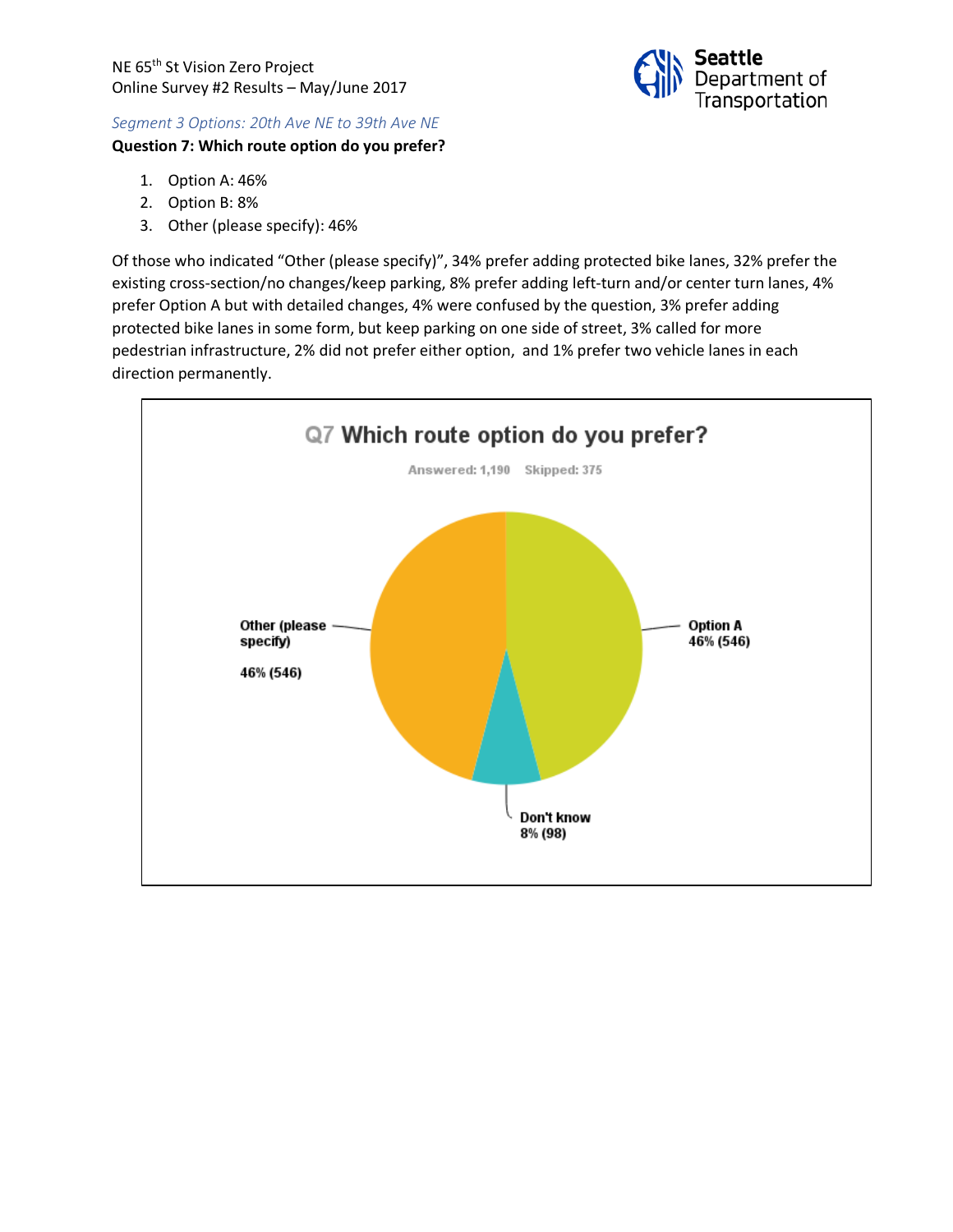*Segment 3 Options: 20th Ave NE to 39th Ave NE*

**Question 7: Which route option do you prefer?**

1. Option A: 46%
2. Option B: 8%
3. Other (please specify): 46%

Of those who indicated "Other (please specify)", 34% prefer adding protected bike lanes, 32% prefer the existing cross-section/no changes/keep parking, 8% prefer adding left-turn and/or center turn lanes, 4% prefer Option A but with detailed changes, 4% were confused by the question, 3% prefer adding protected bike lanes in some form, but keep parking on one side of street, 3% called for more pedestrian infrastructure, 2% did not prefer either option, and 1% prefer two vehicle lanes in each direction permanently.

**Q7 Which route option do you prefer?**

Answered: 1,190 Skipped: 375

| Option | Percent | Count |
| --- | --- | --- |
| Option A | 46% | 546 |
| Don't know | 8% | 98 |
| Other (please specify) | 46% | 546 |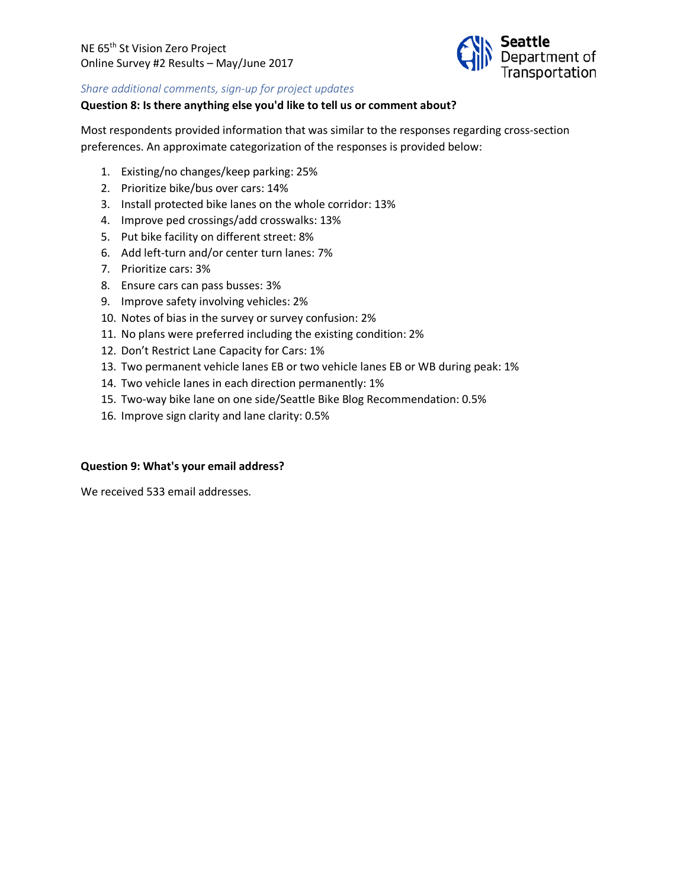*Share additional comments, sign-up for project updates*

**Question 8: Is there anything else you'd like to tell us or comment about?**

Most respondents provided information that was similar to the responses regarding cross-section preferences. An approximate categorization of the responses is provided below:

1. Existing/no changes/keep parking: 25%
2. Prioritize bike/bus over cars: 14%
3. Install protected bike lanes on the whole corridor: 13%
4. Improve ped crossings/add crosswalks: 13%
5. Put bike facility on different street: 8%
6. Add left-turn and/or center turn lanes: 7%
7. Prioritize cars: 3%
8. Ensure cars can pass busses: 3%
9. Improve safety involving vehicles: 2%
10. Notes of bias in the survey or survey confusion: 2%
11. No plans were preferred including the existing condition: 2%
12. Don't Restrict Lane Capacity for Cars: 1%
13. Two permanent vehicle lanes EB or two vehicle lanes EB or WB during peak: 1%
14. Two vehicle lanes in each direction permanently: 1%
15. Two-way bike lane on one side/Seattle Bike Blog Recommendation: 0.5%
16. Improve sign clarity and lane clarity: 0.5%

**Question 9: What's your email address?**

We received 533 email addresses.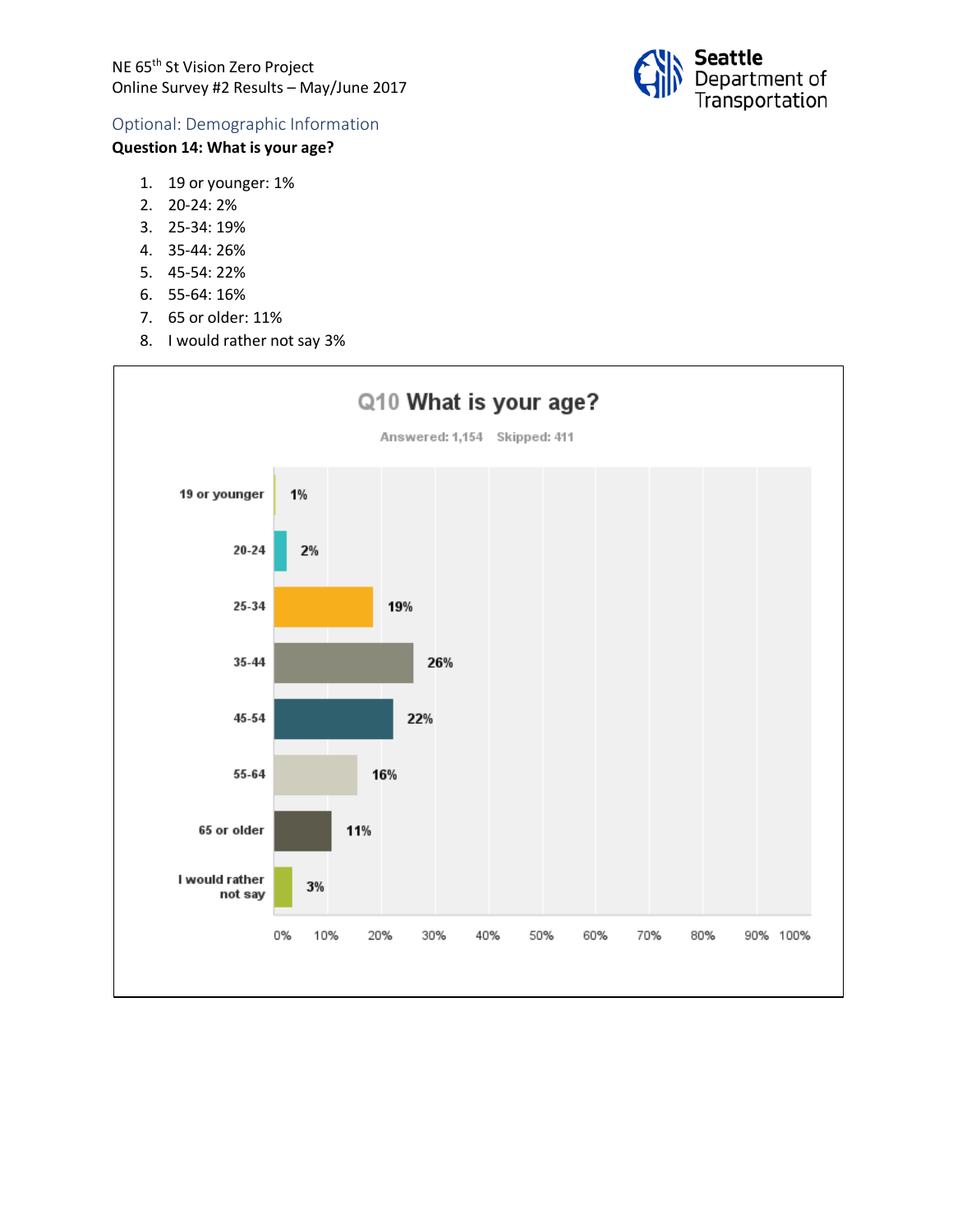## Optional: Demographic Information

**Question 14: What is your age?**

1. 19 or younger: 1%
2. 20-24: 2%
3. 25-34: 19%
4. 35-44: 26%
5. 45-54: 22%
6. 55-64: 16%
7. 65 or older: 11%
8. I would rather not say 3%

**Q10 What is your age?**

Answered: 1,154 Skipped: 411

| Response | Percent |
|---|---|
| 19 or younger | 1% |
| 20-24 | 2% |
| 25-34 | 19% |
| 35-44 | 26% |
| 45-54 | 22% |
| 55-64 | 16% |
| 65 or older | 11% |
| I would rather not say | 3% |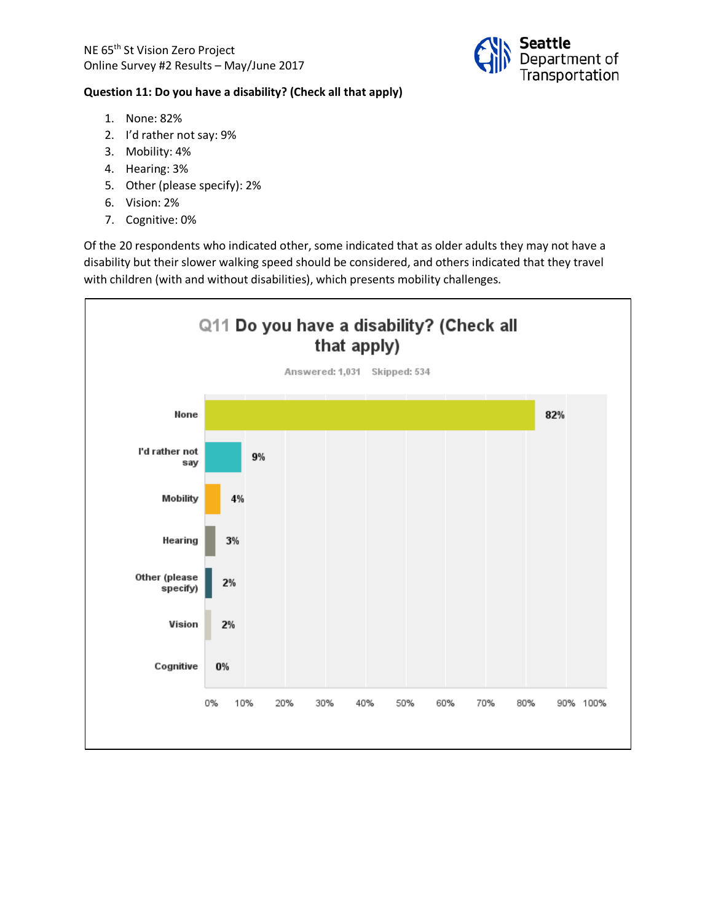**Question 11: Do you have a disability? (Check all that apply)**

1. None: 82%
2. I'd rather not say: 9%
3. Mobility: 4%
4. Hearing: 3%
5. Other (please specify): 2%
6. Vision: 2%
7. Cognitive: 0%

Of the 20 respondents who indicated other, some indicated that as older adults they may not have a disability but their slower walking speed should be considered, and others indicated that they travel with children (with and without disabilities), which presents mobility challenges.

**Q11 Do you have a disability? (Check all that apply)**

Answered: 1,031 Skipped: 534

| Response | Percent |
|---|---|
| None | 82% |
| I'd rather not say | 9% |
| Mobility | 4% |
| Hearing | 3% |
| Other (please specify) | 2% |
| Vision | 2% |
| Cognitive | 0% |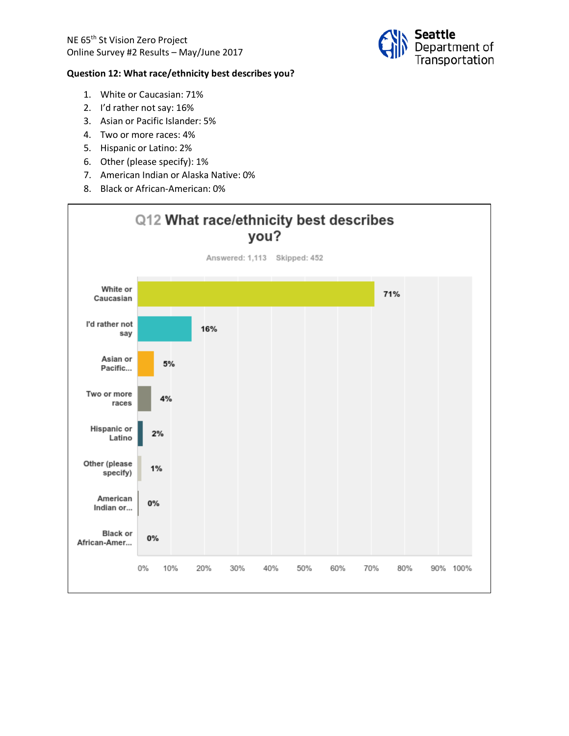**Question 12: What race/ethnicity best describes you?**

1. White or Caucasian: 71%
2. I'd rather not say: 16%
3. Asian or Pacific Islander: 5%
4. Two or more races: 4%
5. Hispanic or Latino: 2%
6. Other (please specify): 1%
7. American Indian or Alaska Native: 0%
8. Black or African-American: 0%

Q12 What race/ethnicity best describes you?

Answered: 1,113 Skipped: 452

| Response | Percent |
| --- | --- |
| White or Caucasian | 71% |
| I'd rather not say | 16% |
| Asian or Pacific... | 5% |
| Two or more races | 4% |
| Hispanic or Latino | 2% |
| Other (please specify) | 1% |
| American Indian or... | 0% |
| Black or African-Amer... | 0% |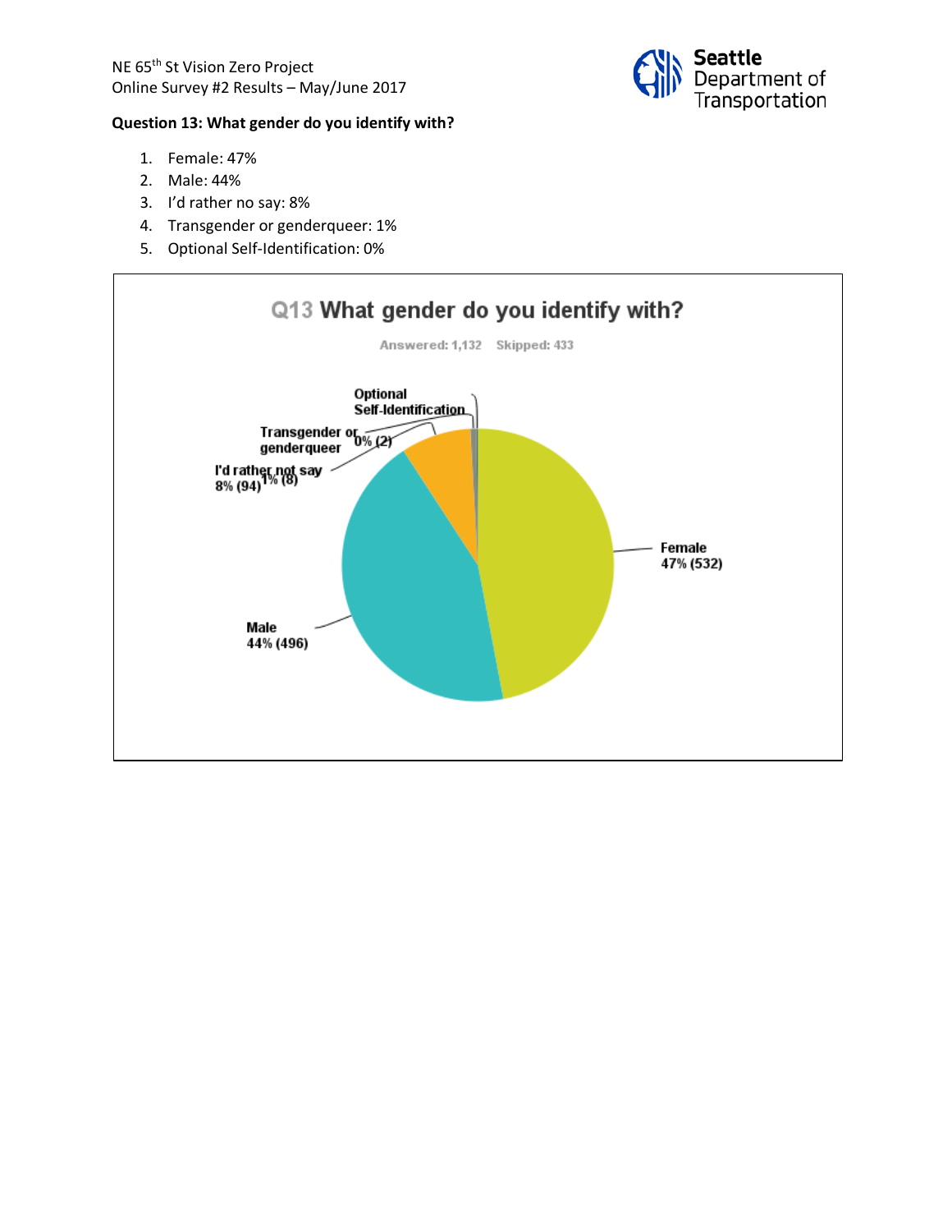**Question 13: What gender do you identify with?**

1. Female: 47%
2. Male: 44%
3. I'd rather no say: 8%
4. Transgender or genderqueer: 1%
5. Optional Self-Identification: 0%

**Q13 What gender do you identify with?**

Answered: 1,132 Skipped: 433

| Response | Percent | Count |
|---|---|---|
| Female | 47% | 532 |
| Male | 44% | 496 |
| I'd rather not say | 8% | 94 |
| Transgender or genderqueer | 1% | 8 |
| Optional Self-Identification | 0% | 2 |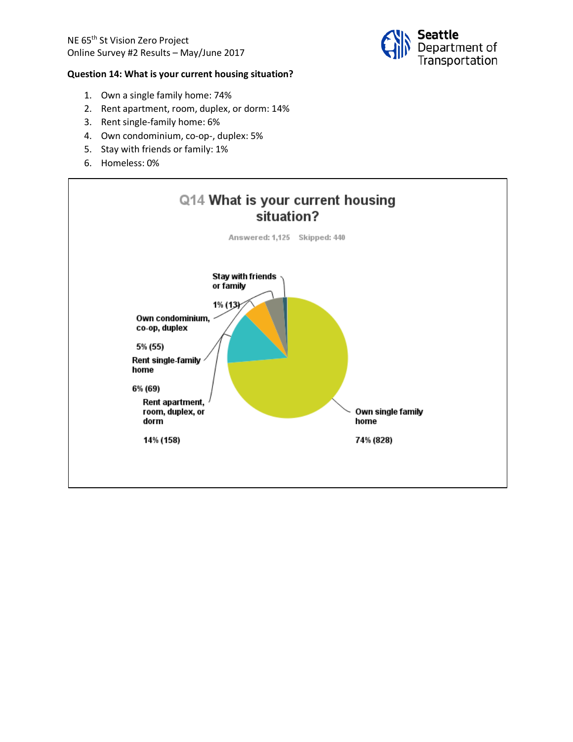NE 65th St Vision Zero Project
Online Survey #2 Results – May/June 2017

**Question 14: What is your current housing situation?**

1. Own a single family home: 74%
2. Rent apartment, room, duplex, or dorm: 14%
3. Rent single-family home: 6%
4. Own condominium, co-op-, duplex: 5%
5. Stay with friends or family: 1%
6. Homeless: 0%

**Q14 What is your current housing situation?**

Answered: 1,125 Skipped: 440

| Response | Percent (Count) |
| --- | --- |
| Own single family home | 74% (828) |
| Rent apartment, room, duplex, or dorm | 14% (158) |
| Rent single-family home | 6% (69) |
| Own condominium, co-op, duplex | 5% (55) |
| Stay with friends or family | 1% (13) |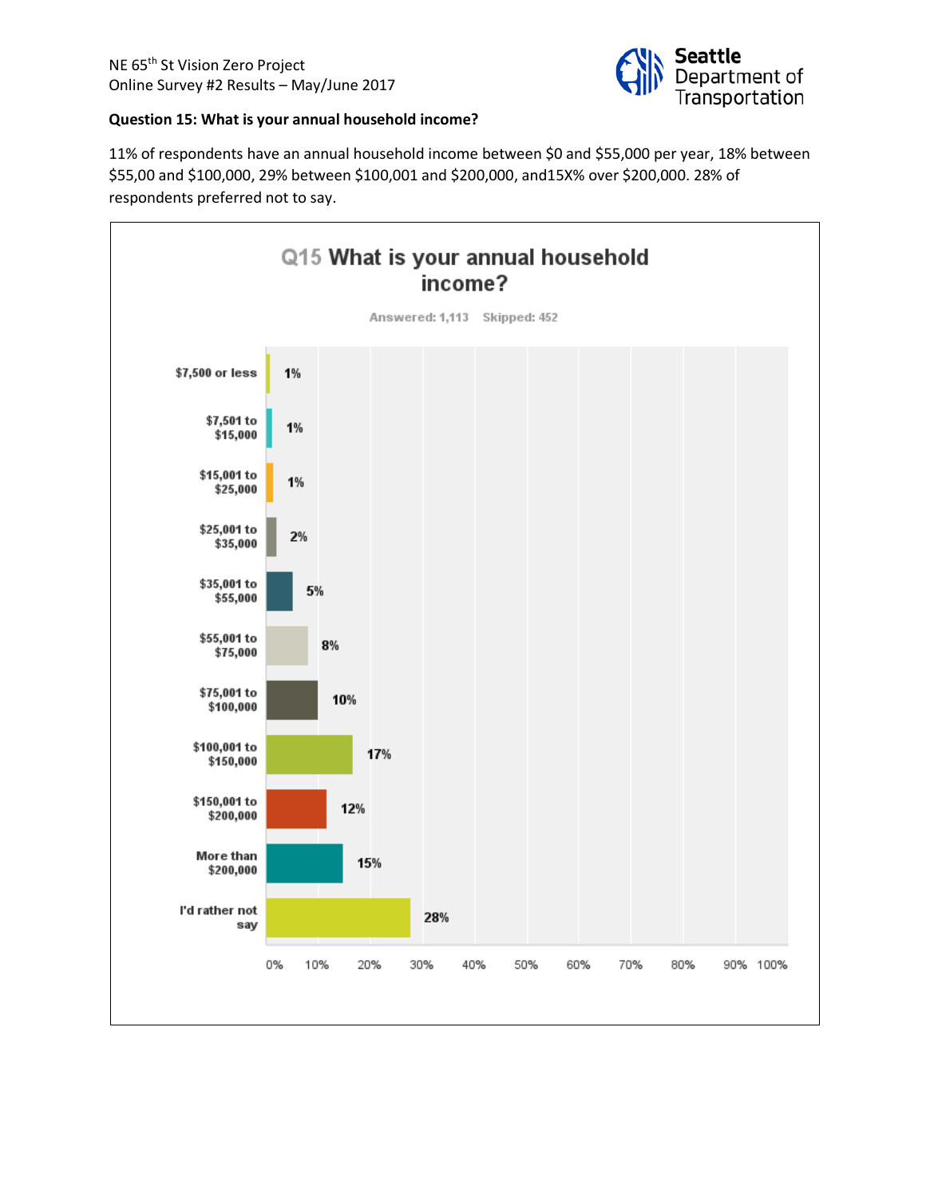**Question 15: What is your annual household income?**

11% of respondents have an annual household income between $0 and $55,000 per year, 18% between $55,00 and $100,000, 29% between $100,001 and $200,000, and15X% over $200,000. 28% of respondents preferred not to say.

**Q15 What is your annual household income?**

Answered: 1,113 Skipped: 452

| Response | Percent |
|---|---|
| $7,500 or less | 1% |
| $7,501 to $15,000 | 1% |
| $15,001 to $25,000 | 1% |
| $25,001 to $35,000 | 2% |
| $35,001 to $55,000 | 5% |
| $55,001 to $75,000 | 8% |
| $75,001 to $100,000 | 10% |
| $100,001 to $150,000 | 17% |
| $150,001 to $200,000 | 12% |
| More than $200,000 | 15% |
| I'd rather not say | 28% |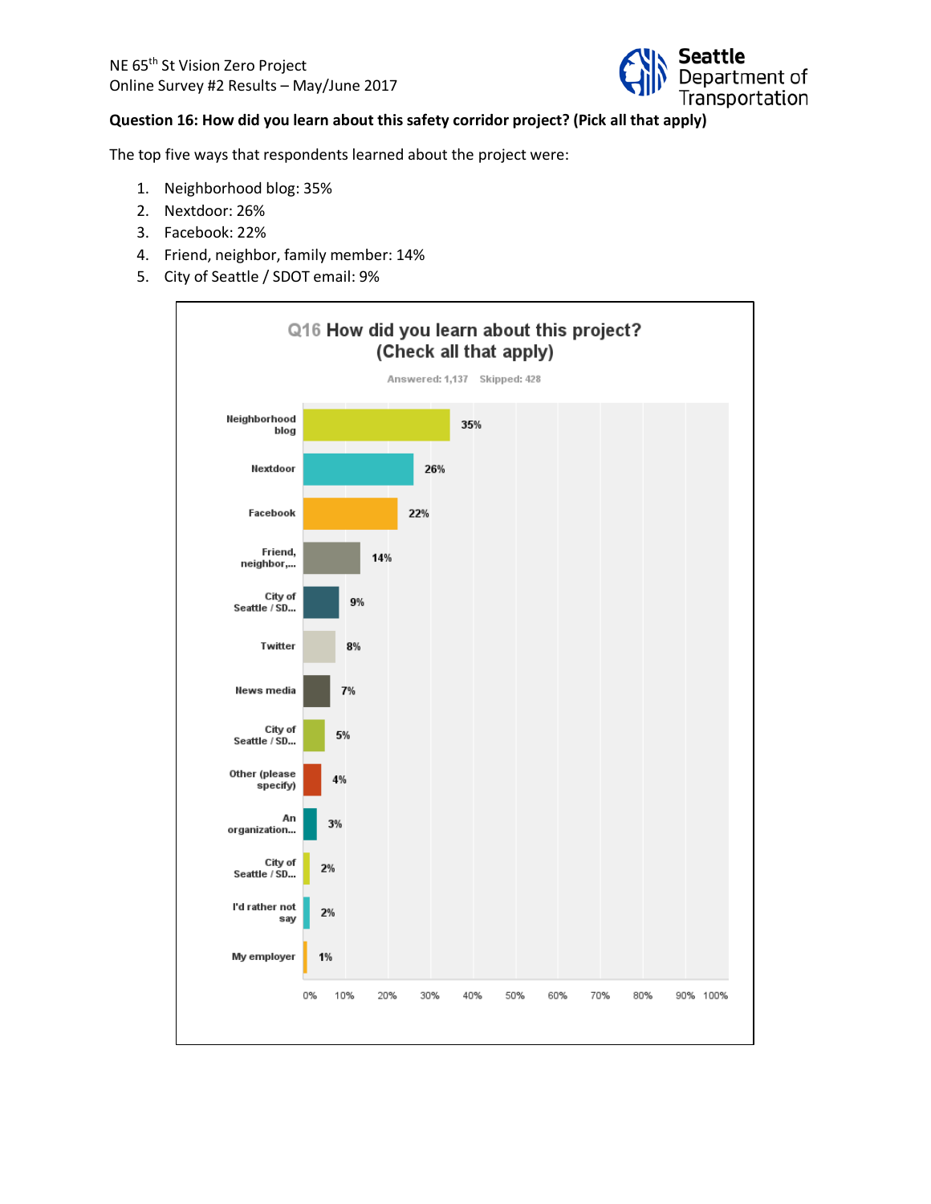**Question 16: How did you learn about this safety corridor project? (Pick all that apply)**

The top five ways that respondents learned about the project were:

1. Neighborhood blog: 35%
2. Nextdoor: 26%
3. Facebook: 22%
4. Friend, neighbor, family member: 14%
5. City of Seattle / SDOT email: 9%

Q16 How did you learn about this project? (Check all that apply)

Answered: 1,137 Skipped: 428

Neighborhood blog 35%

Nextdoor 26%

Facebook 22%

Friend, neighbor,... 14%

City of Seattle / SD... 9%

Twitter 8%

News media 7%

City of Seattle / SD... 5%

Other (please specify) 4%

An organization... 3%

City of Seattle / SD... 2%

I'd rather not say 2%

My employer 1%

0% 10% 20% 30% 40% 50% 60% 70% 80% 90% 100%